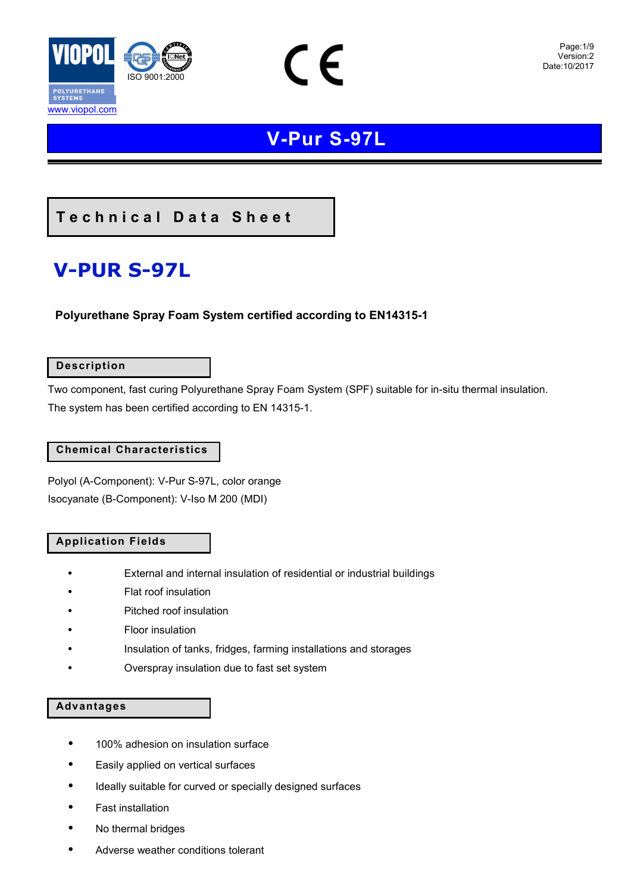VIOPOL

POLYURETHANE SYSTEMS

www.viopol.com

ISO 9001:2000

Page:1/9
Version:2
Date:10/2017

# V-Pur S-97L

## Technical Data Sheet

# V-PUR S-97L

**Polyurethane Spray Foam System certified according to EN14315-1**

## Description

Two component, fast curing Polyurethane Spray Foam System (SPF) suitable for in-situ thermal insulation.

The system has been certified according to EN 14315-1.

## Chemical Characteristics

Polyol (A-Component): V-Pur S-97L, color orange

Isocyanate (B-Component): V-Iso M 200 (MDI)

## Application Fields

- External and internal insulation of residential or industrial buildings
- Flat roof insulation
- Pitched roof insulation
- Floor insulation
- Insulation of tanks, fridges, farming installations and storages
- Overspray insulation due to fast set system

## Advantages

- 100% adhesion on insulation surface
- Easily applied on vertical surfaces
- Ideally suitable for curved or specially designed surfaces
- Fast installation
- No thermal bridges
- Adverse weather conditions tolerant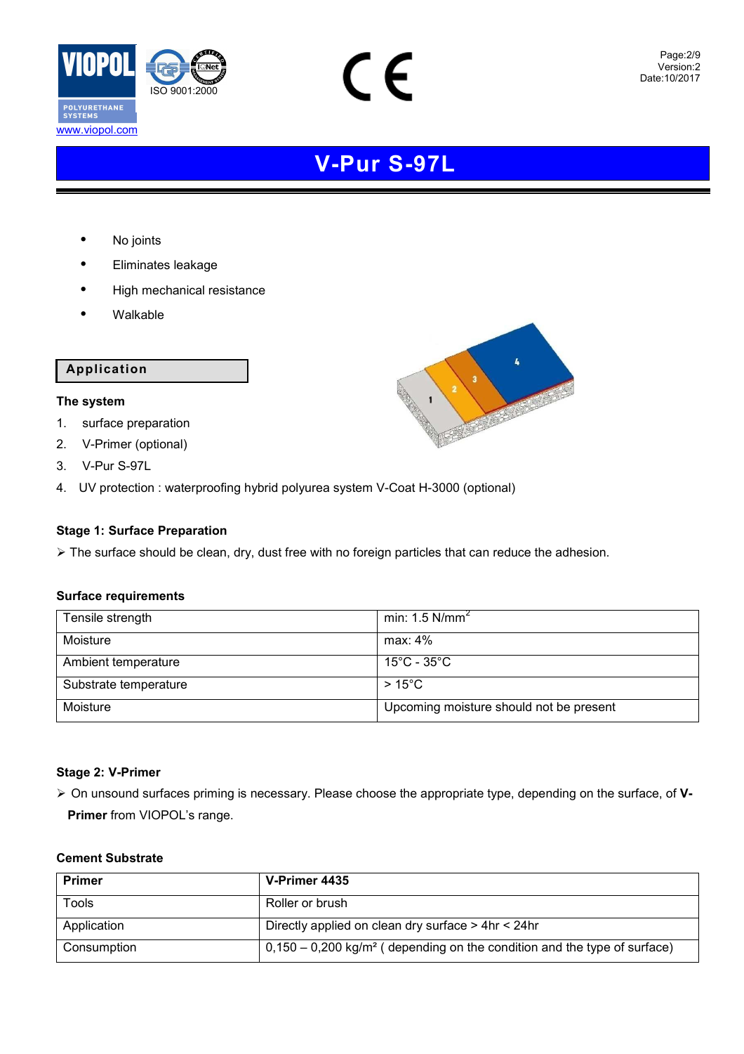# V-Pur S-97L

- No joints
- Eliminates leakage
- High mechanical resistance
- Walkable

## Application

### The system

1. surface preparation
2. V-Primer (optional)
3. V-Pur S-97L
4. UV protection : waterproofing hybrid polyurea system V-Coat H-3000 (optional)

### Stage 1: Surface Preparation

- The surface should be clean, dry, dust free with no foreign particles that can reduce the adhesion.

### Surface requirements

| Tensile strength | min: 1.5 N/mm$^2$ |
|---|---|
| Moisture | max: 4% |
| Ambient temperature | 15°C - 35°C |
| Substrate temperature | > 15°C |
| Moisture | Upcoming moisture should not be present |

### Stage 2: V-Primer

- On unsound surfaces priming is necessary. Please choose the appropriate type, depending on the surface, of **V-Primer** from VIOPOL's range.

### Cement Substrate

| **Primer** | **V-Primer 4435** |
|---|---|
| Tools | Roller or brush |
| Application | Directly applied on clean dry surface > 4hr < 24hr |
| Consumption | 0,150 – 0,200 kg/m² ( depending on the condition and the type of surface) |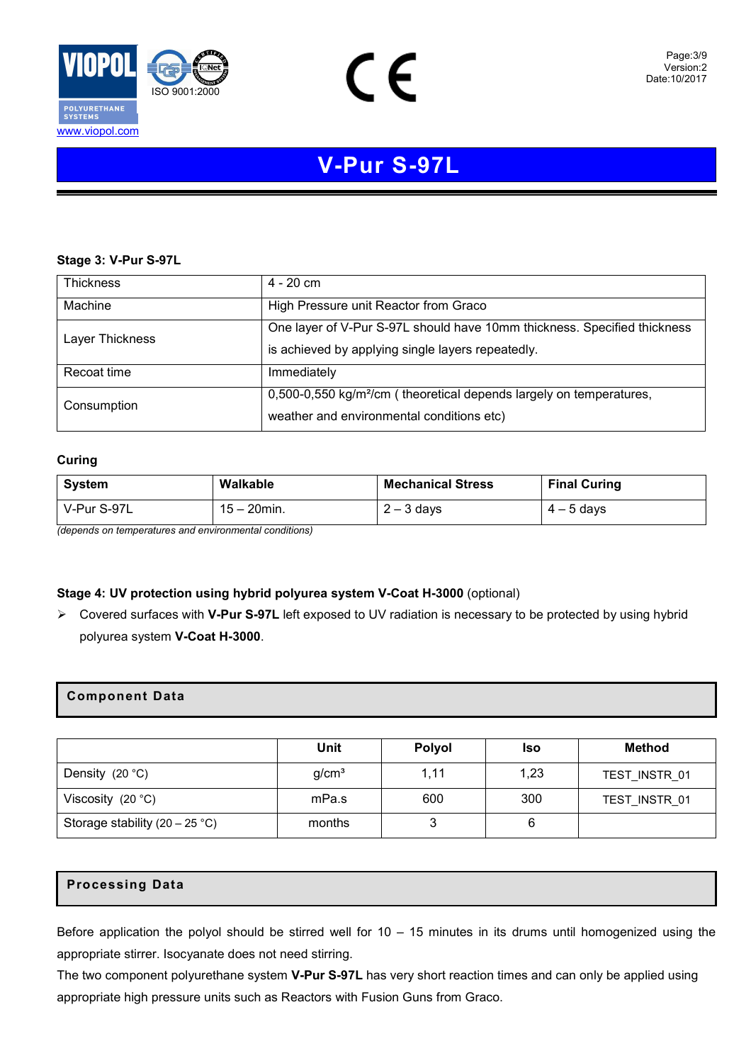# V-Pur S-97L

**Stage 3: V-Pur S-97L**

| | |
|---|---|
| Thickness | 4 - 20 cm |
| Machine | High Pressure unit Reactor from Graco |
| Layer Thickness | One layer of V-Pur S-97L should have 10mm thickness. Specified thickness is achieved by applying single layers repeatedly. |
| Recoat time | Immediately |
| Consumption | 0,500-0,550 kg/m²/cm ( theoretical depends largely on temperatures, weather and environmental conditions etc) |

**Curing**

| System | Walkable | Mechanical Stress | Final Curing |
|---|---|---|---|
| V-Pur S-97L | 15 – 20min. | 2 – 3 days | 4 – 5 days |

*(depends on temperatures and environmental conditions)*

**Stage 4: UV protection using hybrid polyurea system V-Coat H-3000** (optional)

- Covered surfaces with **V-Pur S-97L** left exposed to UV radiation is necessary to be protected by using hybrid polyurea system **V-Coat H-3000**.

## Component Data

| | Unit | Polyol | Iso | Method |
|---|---|---|---|---|
| Density (20 °C) | g/cm³ | 1,11 | 1,23 | TEST_INSTR_01 |
| Viscosity (20 °C) | mPa.s | 600 | 300 | TEST_INSTR_01 |
| Storage stability (20 – 25 °C) | months | 3 | 6 | |

## Processing Data

Before application the polyol should be stirred well for 10 – 15 minutes in its drums until homogenized using the appropriate stirrer. Isocyanate does not need stirring.

The two component polyurethane system **V-Pur S-97L** has very short reaction times and can only be applied using appropriate high pressure units such as Reactors with Fusion Guns from Graco.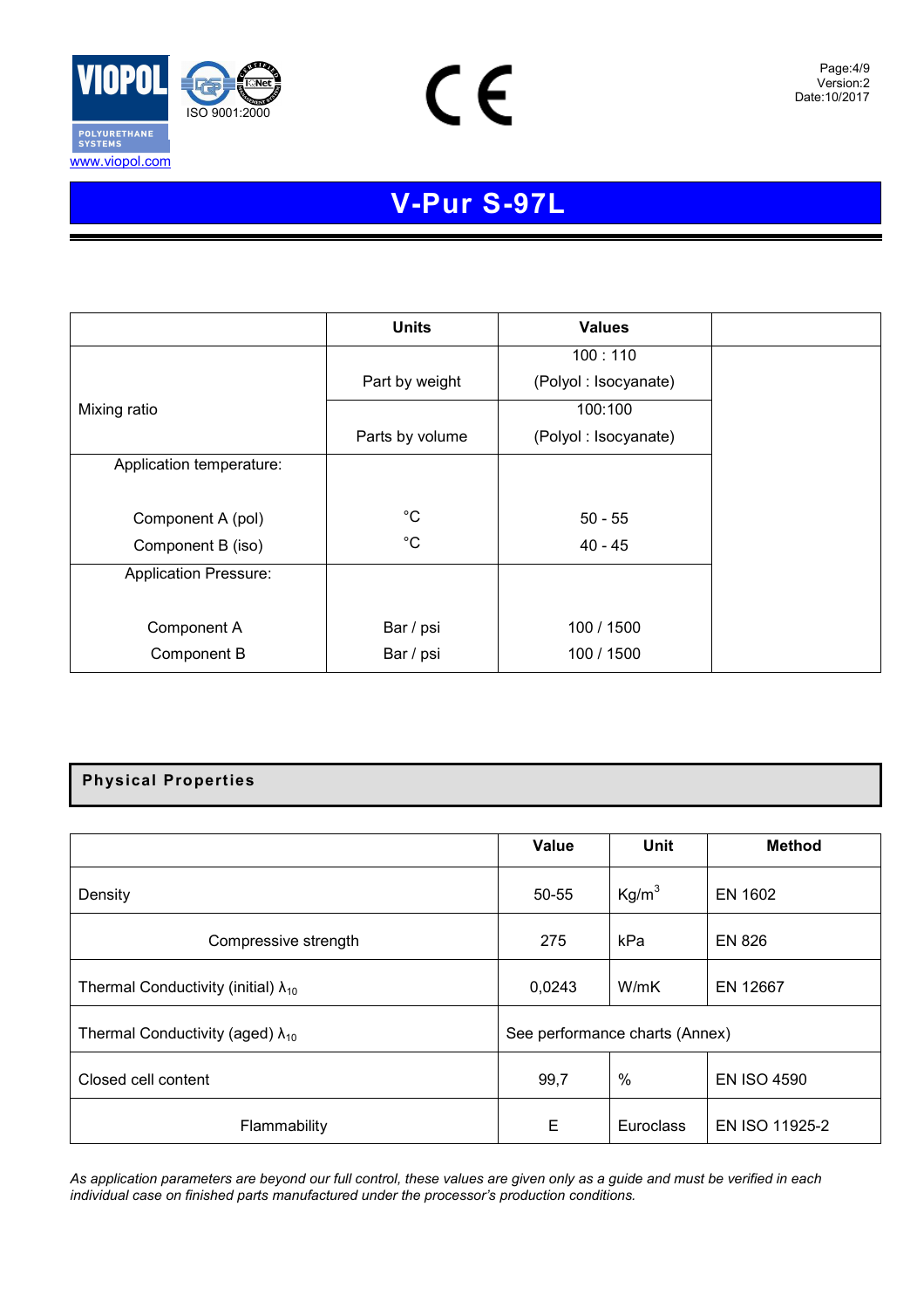# V-Pur S-97L

| | Units | Values | |
|---|---|---|---|
| Mixing ratio | Part by weight | 100 : 110 (Polyol : Isocyanate) | |
| | Parts by volume | 100:100 (Polyol : Isocyanate) | |
| Application temperature: | | | |
| Component A (pol) | °C | 50 - 55 | |
| Component B (iso) | °C | 40 - 45 | |
| Application Pressure: | | | |
| Component A | Bar / psi | 100 / 1500 | |
| Component B | Bar / psi | 100 / 1500 | |

## Physical Properties

| | Value | Unit | Method |
|---|---|---|---|
| Density | 50-55 | $Kg/m^3$ | EN 1602 |
| Compressive strength | 275 | kPa | EN 826 |
| Thermal Conductivity (initial) $\lambda_{10}$ | 0,0243 | W/mK | EN 12667 |
| Thermal Conductivity (aged) $\lambda_{10}$ | See performance charts (Annex) | | |
| Closed cell content | 99,7 | % | EN ISO 4590 |
| Flammability | E | Euroclass | EN ISO 11925-2 |

*As application parameters are beyond our full control, these values are given only as a guide and must be verified in each individual case on finished parts manufactured under the processor's production conditions.*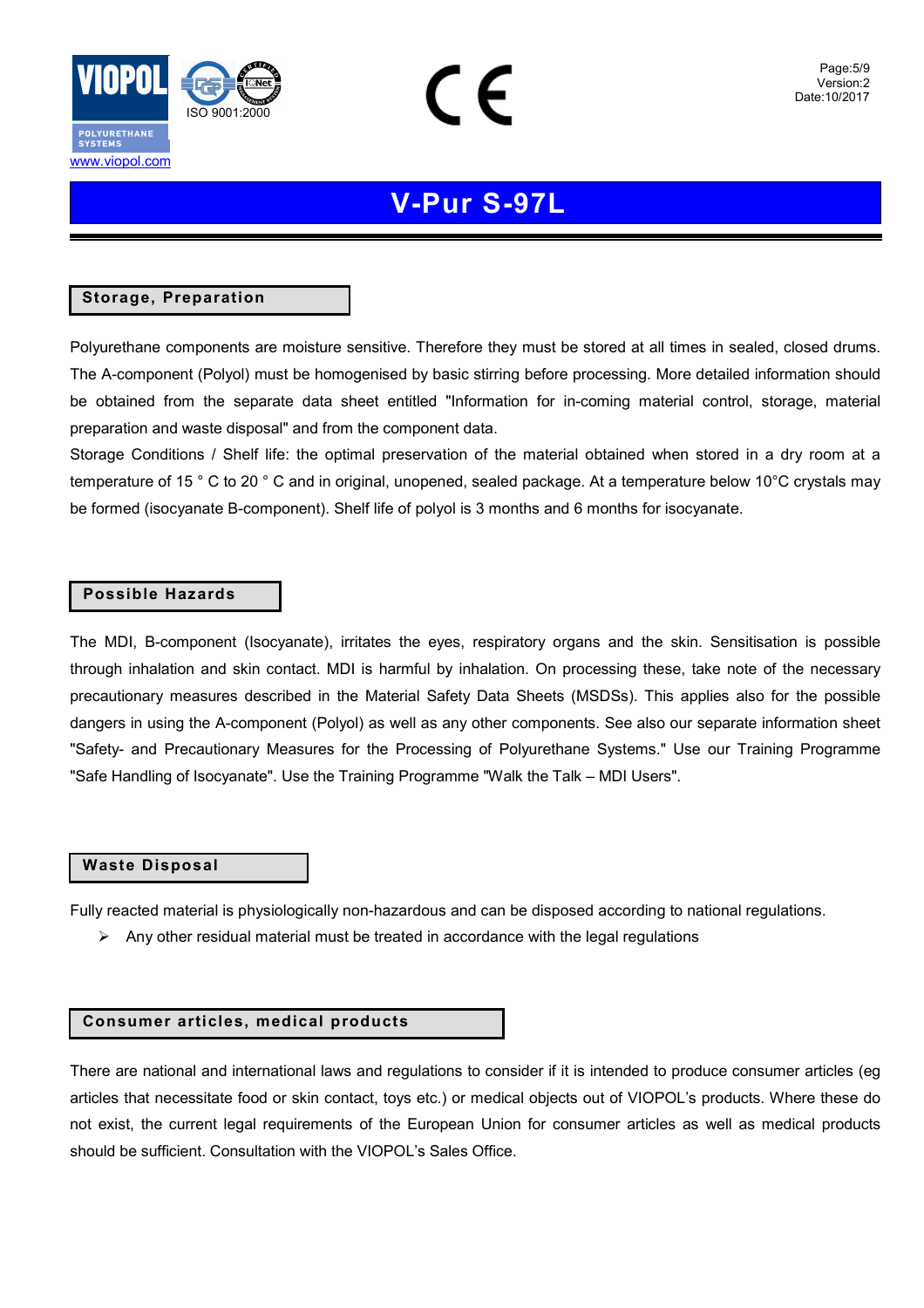# V-Pur S-97L

## Storage, Preparation

Polyurethane components are moisture sensitive. Therefore they must be stored at all times in sealed, closed drums. The A-component (Polyol) must be homogenised by basic stirring before processing. More detailed information should be obtained from the separate data sheet entitled "Information for in-coming material control, storage, material preparation and waste disposal" and from the component data.

Storage Conditions / Shelf life: the optimal preservation of the material obtained when stored in a dry room at a temperature of 15 ° C to 20 ° C and in original, unopened, sealed package. At a temperature below 10°C crystals may be formed (isocyanate B-component). Shelf life of polyol is 3 months and 6 months for isocyanate.

## Possible Hazards

The MDI, B-component (Isocyanate), irritates the eyes, respiratory organs and the skin. Sensitisation is possible through inhalation and skin contact. MDI is harmful by inhalation. On processing these, take note of the necessary precautionary measures described in the Material Safety Data Sheets (MSDSs). This applies also for the possible dangers in using the A-component (Polyol) as well as any other components. See also our separate information sheet "Safety- and Precautionary Measures for the Processing of Polyurethane Systems." Use our Training Programme "Safe Handling of Isocyanate". Use the Training Programme "Walk the Talk – MDI Users".

## Waste Disposal

Fully reacted material is physiologically non-hazardous and can be disposed according to national regulations.

- Any other residual material must be treated in accordance with the legal regulations

## Consumer articles, medical products

There are national and international laws and regulations to consider if it is intended to produce consumer articles (eg articles that necessitate food or skin contact, toys etc.) or medical objects out of VIOPOL's products. Where these do not exist, the current legal requirements of the European Union for consumer articles as well as medical products should be sufficient. Consultation with the VIOPOL's Sales Office.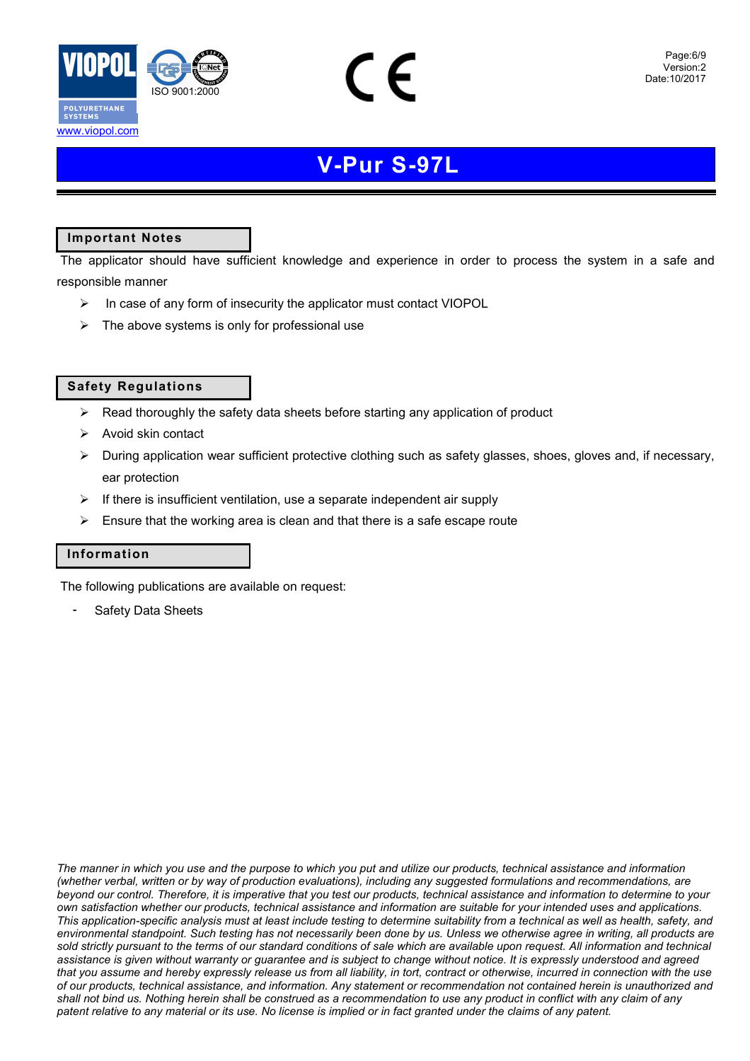# V-Pur S-97L

## Important Notes

The applicator should have sufficient knowledge and experience in order to process the system in a safe and responsible manner

- In case of any form of insecurity the applicator must contact VIOPOL
- The above systems is only for professional use

## Safety Regulations

- Read thoroughly the safety data sheets before starting any application of product
- Avoid skin contact
- During application wear sufficient protective clothing such as safety glasses, shoes, gloves and, if necessary, ear protection
- If there is insufficient ventilation, use a separate independent air supply
- Ensure that the working area is clean and that there is a safe escape route

## Information

The following publications are available on request:

- Safety Data Sheets

*The manner in which you use and the purpose to which you put and utilize our products, technical assistance and information (whether verbal, written or by way of production evaluations), including any suggested formulations and recommendations, are beyond our control. Therefore, it is imperative that you test our products, technical assistance and information to determine to your own satisfaction whether our products, technical assistance and information are suitable for your intended uses and applications. This application-specific analysis must at least include testing to determine suitability from a technical as well as health, safety, and environmental standpoint. Such testing has not necessarily been done by us. Unless we otherwise agree in writing, all products are sold strictly pursuant to the terms of our standard conditions of sale which are available upon request. All information and technical assistance is given without warranty or guarantee and is subject to change without notice. It is expressly understood and agreed that you assume and hereby expressly release us from all liability, in tort, contract or otherwise, incurred in connection with the use of our products, technical assistance, and information. Any statement or recommendation not contained herein is unauthorized and shall not bind us. Nothing herein shall be construed as a recommendation to use any product in conflict with any claim of any patent relative to any material or its use. No license is implied or in fact granted under the claims of any patent.*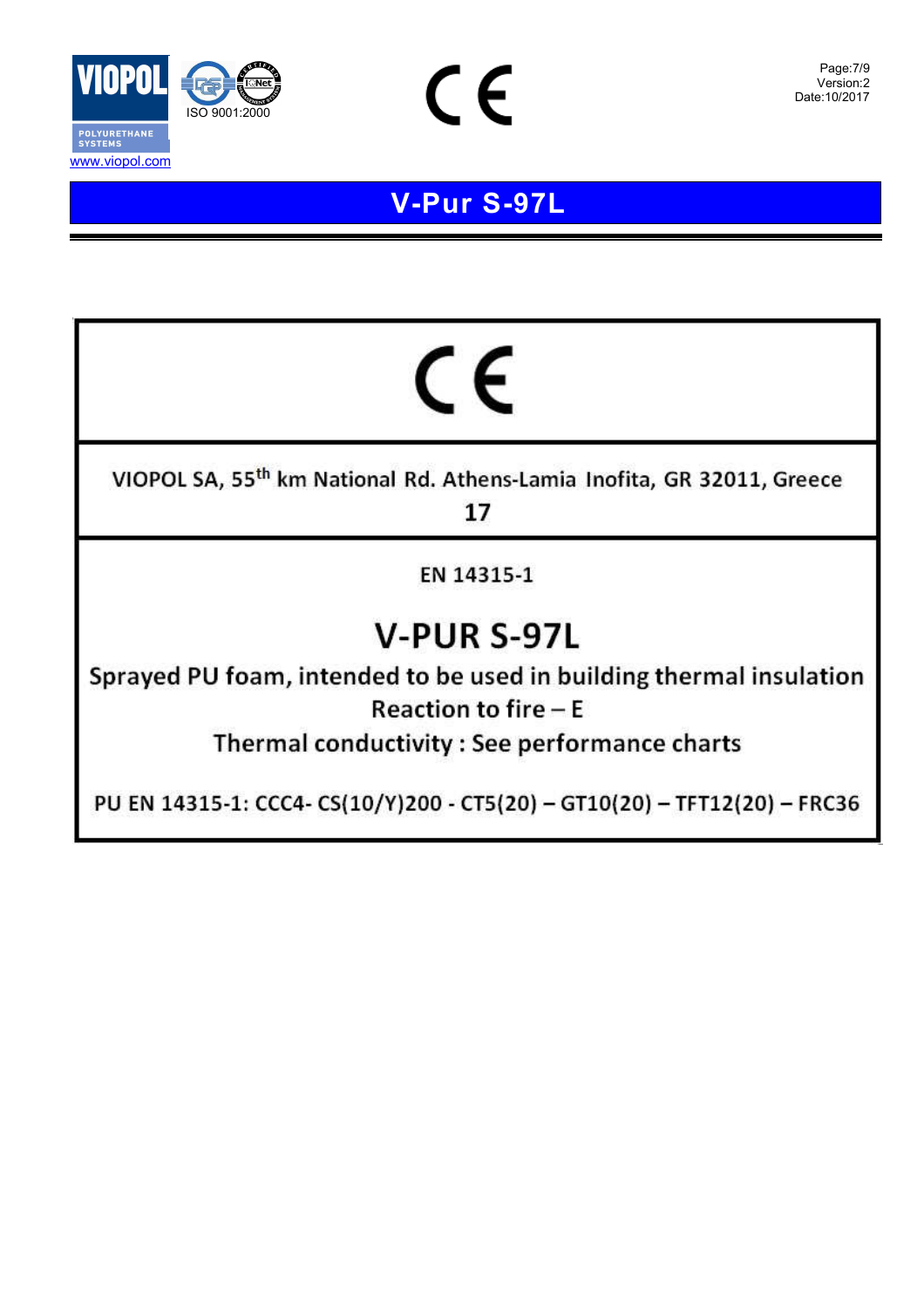# V-Pur S-97L

CE

VIOPOL SA, 55th km National Rd. Athens-Lamia Inofita, GR 32011, Greece

**17**

EN 14315-1

## V-PUR S-97L

Sprayed PU foam, intended to be used in building thermal insulation

Reaction to fire – E

Thermal conductivity : See performance charts

PU EN 14315-1: CCC4- CS(10/Y)200 - CT5(20) – GT10(20) – TFT12(20) – FRC36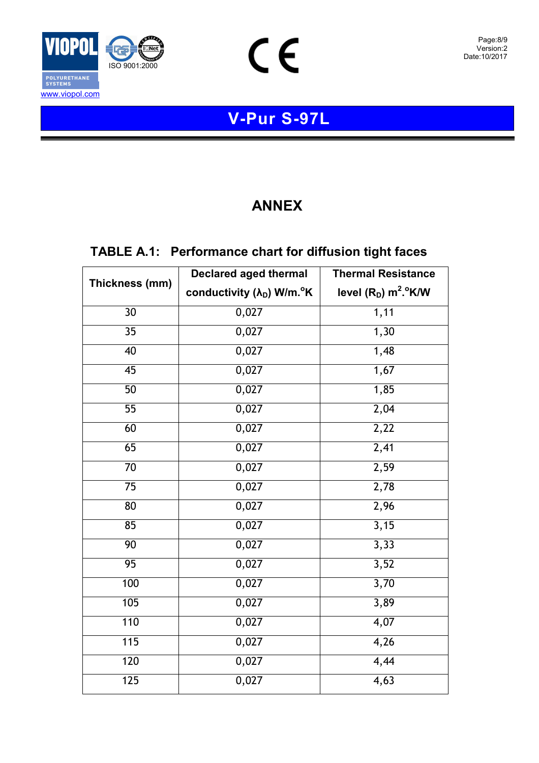# V-Pur S-97L

## ANNEX

### TABLE A.1: Performance chart for diffusion tight faces

| Thickness (mm) | Declared aged thermal conductivity ($\lambda_D$) W/m.°K | Thermal Resistance level ($R_D$) m$^2$.°K/W |
|---|---|---|
| 30 | 0,027 | 1,11 |
| 35 | 0,027 | 1,30 |
| 40 | 0,027 | 1,48 |
| 45 | 0,027 | 1,67 |
| 50 | 0,027 | 1,85 |
| 55 | 0,027 | 2,04 |
| 60 | 0,027 | 2,22 |
| 65 | 0,027 | 2,41 |
| 70 | 0,027 | 2,59 |
| 75 | 0,027 | 2,78 |
| 80 | 0,027 | 2,96 |
| 85 | 0,027 | 3,15 |
| 90 | 0,027 | 3,33 |
| 95 | 0,027 | 3,52 |
| 100 | 0,027 | 3,70 |
| 105 | 0,027 | 3,89 |
| 110 | 0,027 | 4,07 |
| 115 | 0,027 | 4,26 |
| 120 | 0,027 | 4,44 |
| 125 | 0,027 | 4,63 |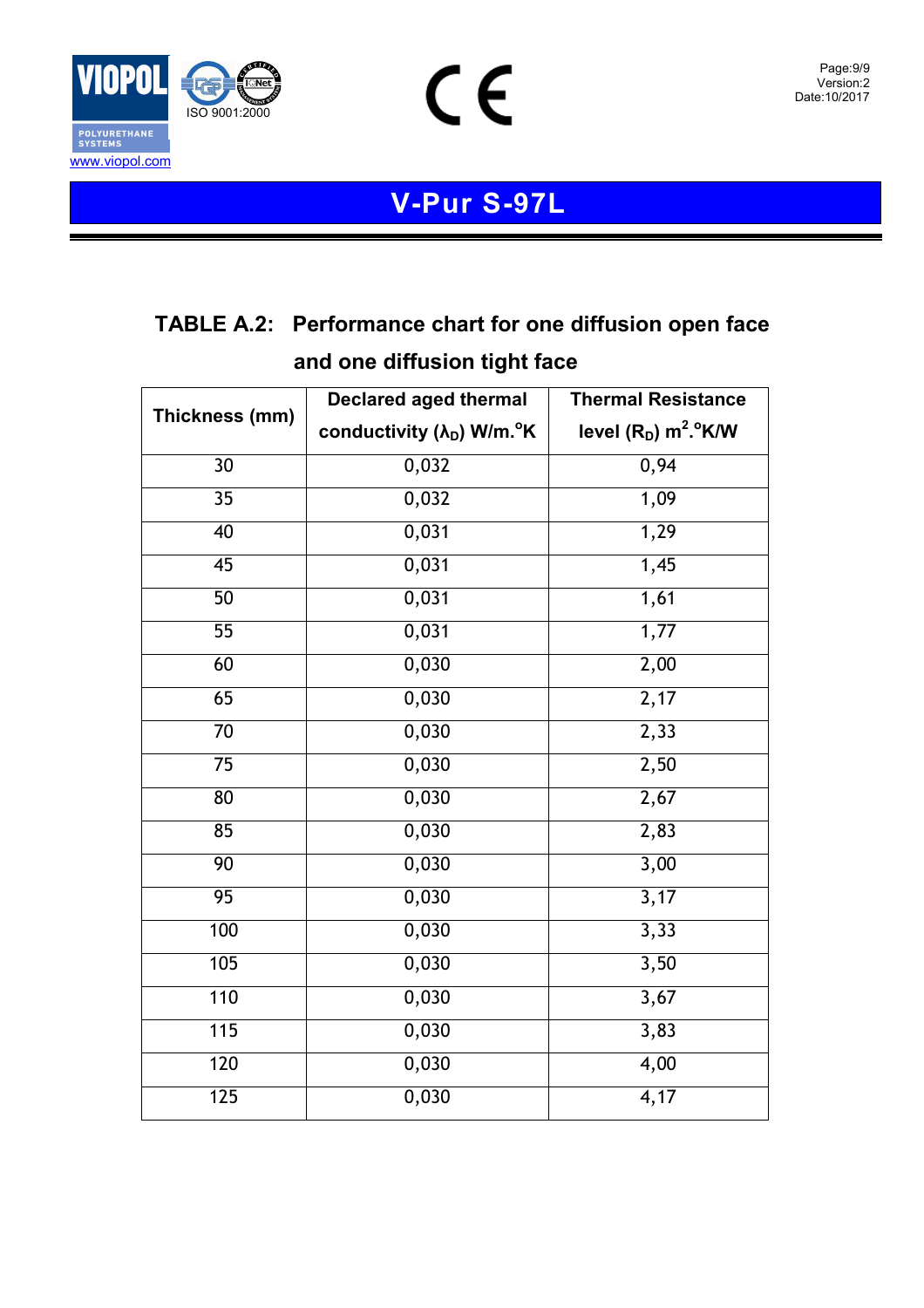# V-Pur S-97L

## TABLE A.2: Performance chart for one diffusion open face and one diffusion tight face

| Thickness (mm) | Declared aged thermal conductivity ($\lambda_D$) W/m.°K | Thermal Resistance level ($R_D$) $m^2$.°K/W |
|---|---|---|
| 30 | 0,032 | 0,94 |
| 35 | 0,032 | 1,09 |
| 40 | 0,031 | 1,29 |
| 45 | 0,031 | 1,45 |
| 50 | 0,031 | 1,61 |
| 55 | 0,031 | 1,77 |
| 60 | 0,030 | 2,00 |
| 65 | 0,030 | 2,17 |
| 70 | 0,030 | 2,33 |
| 75 | 0,030 | 2,50 |
| 80 | 0,030 | 2,67 |
| 85 | 0,030 | 2,83 |
| 90 | 0,030 | 3,00 |
| 95 | 0,030 | 3,17 |
| 100 | 0,030 | 3,33 |
| 105 | 0,030 | 3,50 |
| 110 | 0,030 | 3,67 |
| 115 | 0,030 | 3,83 |
| 120 | 0,030 | 4,00 |
| 125 | 0,030 | 4,17 |